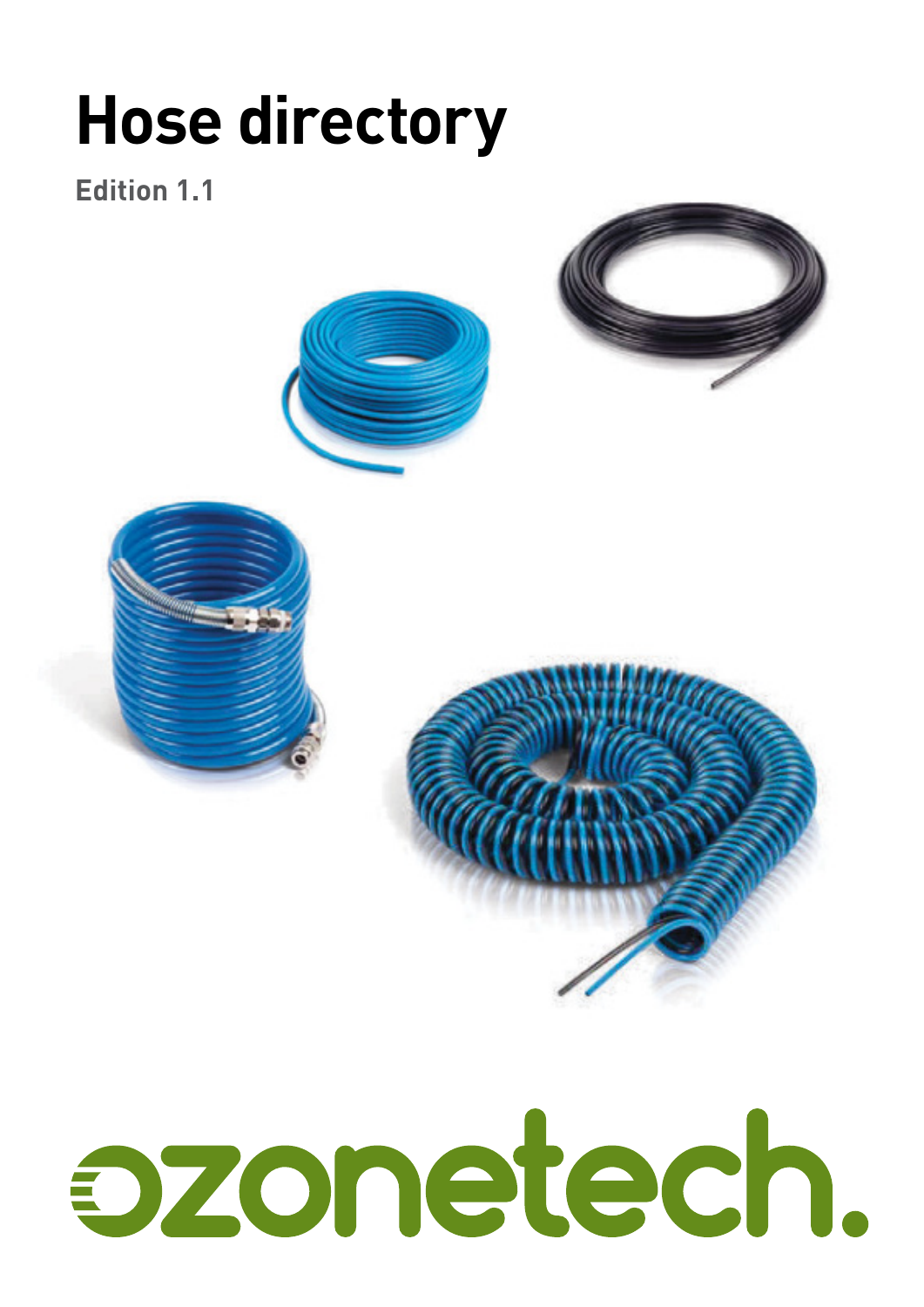# Hose directory

**Edition 1.1**

ozonetech.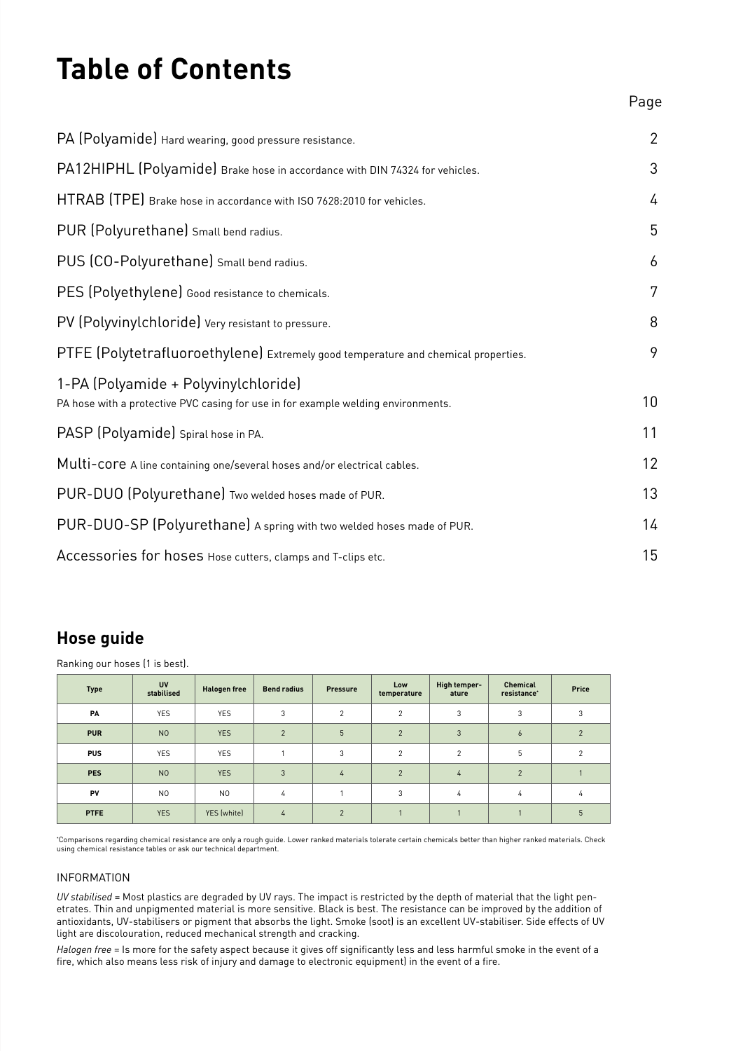# Table of Contents

| | Page |
|---|---|
| PA (Polyamide) Hard wearing, good pressure resistance. | 2 |
| PA12HIPHL (Polyamide) Brake hose in accordance with DIN 74324 for vehicles. | 3 |
| HTRAB (TPE) Brake hose in accordance with ISO 7628:2010 for vehicles. | 4 |
| PUR (Polyurethane) Small bend radius. | 5 |
| PUS (CO-Polyurethane) Small bend radius. | 6 |
| PES (Polyethylene) Good resistance to chemicals. | 7 |
| PV (Polyvinylchloride) Very resistant to pressure. | 8 |
| PTFE (Polytetrafluoroethylene) Extremely good temperature and chemical properties. | 9 |
| 1-PA (Polyamide + Polyvinylchloride) PA hose with a protective PVC casing for use in for example welding environments. | 10 |
| PASP (Polyamide) Spiral hose in PA. | 11 |
| Multi-core A line containing one/several hoses and/or electrical cables. | 12 |
| PUR-DUO (Polyurethane) Two welded hoses made of PUR. | 13 |
| PUR-DUO-SP (Polyurethane) A spring with two welded hoses made of PUR. | 14 |
| Accessories for hoses Hose cutters, clamps and T-clips etc. | 15 |

## Hose guide

Ranking our hoses (1 is best).

| Type | UV stabilised | Halogen free | Bend radius | Pressure | Low temperature | High temperature | Chemical resistance* | Price |
|---|---|---|---|---|---|---|---|---|
| PA | YES | YES | 3 | 2 | 2 | 3 | 3 | 3 |
| PUR | NO | YES | 2 | 5 | 2 | 3 | 6 | 2 |
| PUS | YES | YES | 1 | 3 | 2 | 2 | 5 | 2 |
| PES | NO | YES | 3 | 4 | 2 | 4 | 2 | 1 |
| PV | NO | NO | 4 | 1 | 3 | 4 | 4 | 4 |
| PTFE | YES | YES (white) | 4 | 2 | 1 | 1 | 1 | 5 |

*Comparisons regarding chemical resistance are only a rough guide. Lower ranked materials tolerate certain chemicals better than higher ranked materials. Check using chemical resistance tables or ask our technical department.

INFORMATION

*UV stabilised* = Most plastics are degraded by UV rays. The impact is restricted by the depth of material that the light penetrates. Thin and unpigmented material is more sensitive. Black is best. The resistance can be improved by the addition of antioxidants, UV-stabilisers or pigment that absorbs the light. Smoke (soot) is an excellent UV-stabiliser. Side effects of UV light are discolouration, reduced mechanical strength and cracking.

*Halogen free* = Is more for the safety aspect because it gives off significantly less and less harmful smoke in the event of a fire, which also means less risk of injury and damage to electronic equipment) in the event of a fire.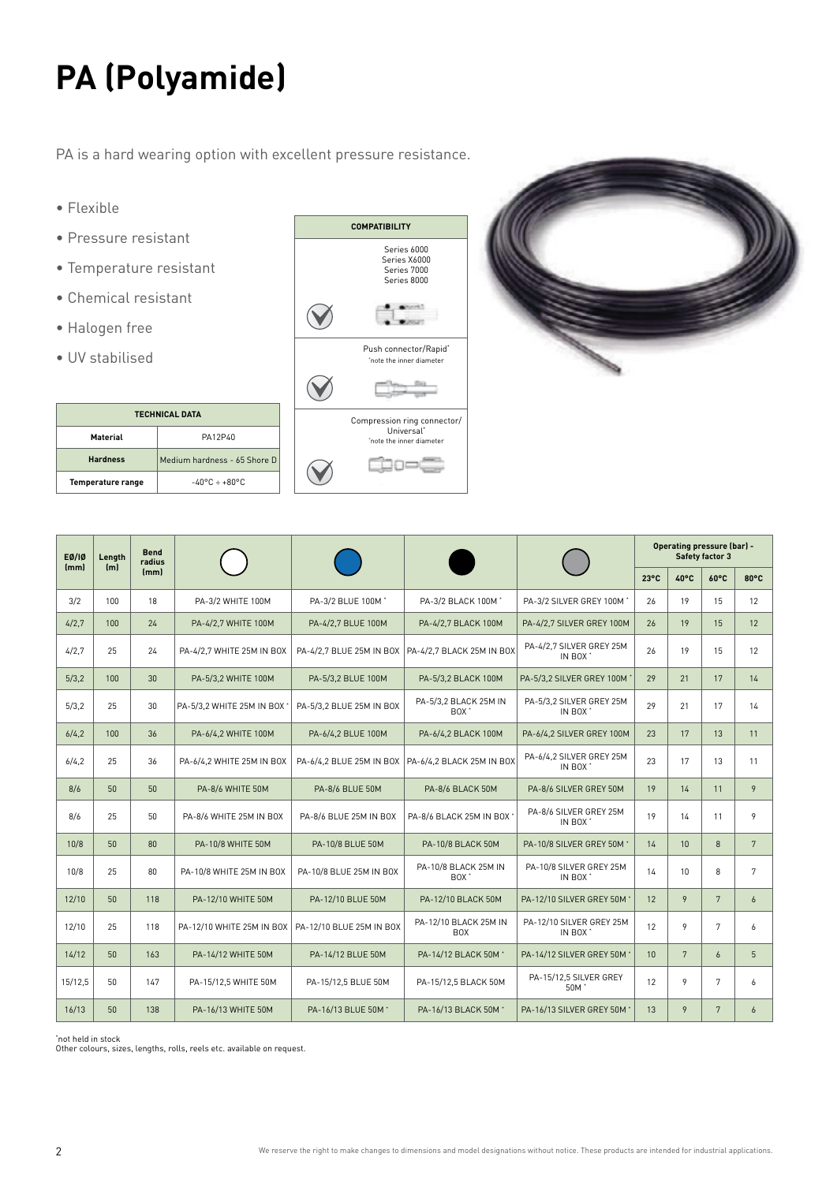# PA (Polyamide)

PA is a hard wearing option with excellent pressure resistance.

- Flexible
- Pressure resistant
- Temperature resistant
- Chemical resistant
- Halogen free
- UV stabilised

| TECHNICAL DATA | |
|---|---|
| Material | PA12P40 |
| Hardness | Medium hardness - 65 Shore D |
| Temperature range | -40°C ÷ +80°C |

| COMPATIBILITY |
|---|
| Series 6000<br>Series X6000<br>Series 7000<br>Series 8000 |
| Push connector/Rapid*<br>*note the inner diameter |
| Compression ring connector/ Universal*<br>*note the inner diameter |

| EØ/IØ (mm) | Length (m) | Bend radius (mm) | White | Blue | Black | Silver grey | Operating pressure (bar) - Safety factor 3 | | | |
|---|---|---|---|---|---|---|---|---|---|---|
| | | | | | | | 23°C | 40°C | 60°C | 80°C |
| 3/2 | 100 | 18 | PA-3/2 WHITE 100M | PA-3/2 BLUE 100M * | PA-3/2 BLACK 100M * | PA-3/2 SILVER GREY 100M * | 26 | 19 | 15 | 12 |
| 4/2,7 | 100 | 24 | PA-4/2,7 WHITE 100M | PA-4/2,7 BLUE 100M | PA-4/2,7 BLACK 100M | PA-4/2,7 SILVER GREY 100M | 26 | 19 | 15 | 12 |
| 4/2,7 | 25 | 24 | PA-4/2,7 WHITE 25M IN BOX | PA-4/2,7 BLUE 25M IN BOX | PA-4/2,7 BLACK 25M IN BOX | PA-4/2,7 SILVER GREY 25M IN BOX * | 26 | 19 | 15 | 12 |
| 5/3,2 | 100 | 30 | PA-5/3,2 WHITE 100M | PA-5/3,2 BLUE 100M | PA-5/3,2 BLACK 100M | PA-5/3,2 SILVER GREY 100M * | 29 | 21 | 17 | 14 |
| 5/3,2 | 25 | 30 | PA-5/3,2 WHITE 25M IN BOX * | PA-5/3,2 BLUE 25M IN BOX | PA-5/3,2 BLACK 25M IN BOX * | PA-5/3,2 SILVER GREY 25M IN BOX * | 29 | 21 | 17 | 14 |
| 6/4,2 | 100 | 36 | PA-6/4,2 WHITE 100M | PA-6/4,2 BLUE 100M | PA-6/4,2 BLACK 100M | PA-6/4,2 SILVER GREY 100M | 23 | 17 | 13 | 11 |
| 6/4,2 | 25 | 36 | PA-6/4,2 WHITE 25M IN BOX | PA-6/4,2 BLUE 25M IN BOX | PA-6/4,2 BLACK 25M IN BOX | PA-6/4,2 SILVER GREY 25M IN BOX * | 23 | 17 | 13 | 11 |
| 8/6 | 50 | 50 | PA-8/6 WHITE 50M | PA-8/6 BLUE 50M | PA-8/6 BLACK 50M | PA-8/6 SILVER GREY 50M | 19 | 14 | 11 | 9 |
| 8/6 | 25 | 50 | PA-8/6 WHITE 25M IN BOX | PA-8/6 BLUE 25M IN BOX | PA-8/6 BLACK 25M IN BOX * | PA-8/6 SILVER GREY 25M IN BOX * | 19 | 14 | 11 | 9 |
| 10/8 | 50 | 80 | PA-10/8 WHITE 50M | PA-10/8 BLUE 50M | PA-10/8 BLACK 50M | PA-10/8 SILVER GREY 50M * | 14 | 10 | 8 | 7 |
| 10/8 | 25 | 80 | PA-10/8 WHITE 25M IN BOX | PA-10/8 BLUE 25M IN BOX | PA-10/8 BLACK 25M IN BOX * | PA-10/8 SILVER GREY 25M IN BOX * | 14 | 10 | 8 | 7 |
| 12/10 | 50 | 118 | PA-12/10 WHITE 50M | PA-12/10 BLUE 50M | PA-12/10 BLACK 50M | PA-12/10 SILVER GREY 50M * | 12 | 9 | 7 | 6 |
| 12/10 | 25 | 118 | PA-12/10 WHITE 25M IN BOX | PA-12/10 BLUE 25M IN BOX | PA-12/10 BLACK 25M IN BOX | PA-12/10 SILVER GREY 25M IN BOX * | 12 | 9 | 7 | 6 |
| 14/12 | 50 | 163 | PA-14/12 WHITE 50M | PA-14/12 BLUE 50M | PA-14/12 BLACK 50M * | PA-14/12 SILVER GREY 50M * | 10 | 7 | 6 | 5 |
| 15/12,5 | 50 | 147 | PA-15/12,5 WHITE 50M | PA-15/12,5 BLUE 50M | PA-15/12,5 BLACK 50M | PA-15/12,5 SILVER GREY 50M * | 12 | 9 | 7 | 6 |
| 16/13 | 50 | 138 | PA-16/13 WHITE 50M | PA-16/13 BLUE 50M * | PA-16/13 BLACK 50M * | PA-16/13 SILVER GREY 50M * | 13 | 9 | 7 | 6 |

*not held in stock
Other colours, sizes, lengths, rolls, reels etc. available on request.

We reserve the right to make changes to dimensions and model designations without notice. These products are intended for industrial applications.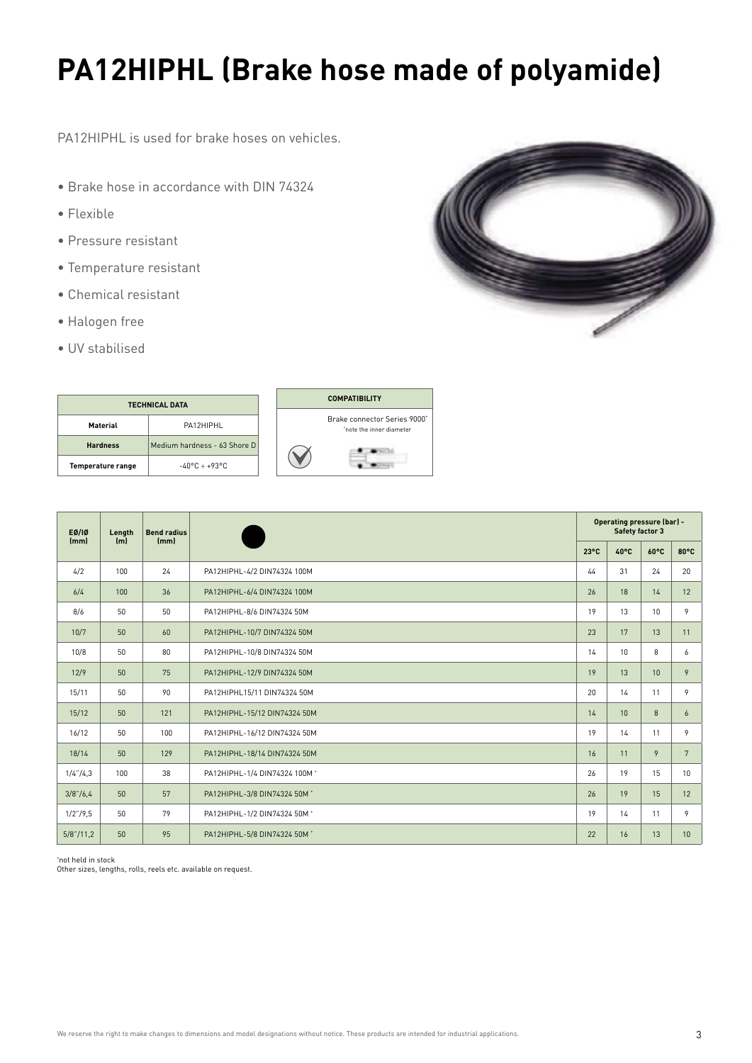# PA12HIPHL (Brake hose made of polyamide)

PA12HIPHL is used for brake hoses on vehicles.

- Brake hose in accordance with DIN 74324
- Flexible
- Pressure resistant
- Temperature resistant
- Chemical resistant
- Halogen free
- UV stabilised

| TECHNICAL DATA | |
|---|---|
| Material | PA12HIPHL |
| Hardness | Medium hardness - 63 Shore D |
| Temperature range | -40°C + +93°C |

| COMPATIBILITY |
|---|
| Brake connector Series 9000* *note the inner diameter |

| EØ/IØ (mm) | Length (m) | Bend radius (mm) | | Operating pressure (bar) - Safety factor 3 | | | |
|---|---|---|---|---|---|---|---|
| | | | | 23°C | 40°C | 60°C | 80°C |
| 4/2 | 100 | 24 | PA12HIPHL-4/2 DIN74324 100M | 44 | 31 | 24 | 20 |
| 6/4 | 100 | 36 | PA12HIPHL-6/4 DIN74324 100M | 26 | 18 | 14 | 12 |
| 8/6 | 50 | 50 | PA12HIPHL-8/6 DIN74324 50M | 19 | 13 | 10 | 9 |
| 10/7 | 50 | 60 | PA12HIPHL-10/7 DIN74324 50M | 23 | 17 | 13 | 11 |
| 10/8 | 50 | 80 | PA12HIPHL-10/8 DIN74324 50M | 14 | 10 | 8 | 6 |
| 12/9 | 50 | 75 | PA12HIPHL-12/9 DIN74324 50M | 19 | 13 | 10 | 9 |
| 15/11 | 50 | 90 | PA12HIPHL15/11 DIN74324 50M | 20 | 14 | 11 | 9 |
| 15/12 | 50 | 121 | PA12HIPHL-15/12 DIN74324 50M | 14 | 10 | 8 | 6 |
| 16/12 | 50 | 100 | PA12HIPHL-16/12 DIN74324 50M | 19 | 14 | 11 | 9 |
| 18/14 | 50 | 129 | PA12HIPHL-18/14 DIN74324 50M | 16 | 11 | 9 | 7 |
| 1/4"/4,3 | 100 | 38 | PA12HIPHL-1/4 DIN74324 100M * | 26 | 19 | 15 | 10 |
| 3/8"/6,4 | 50 | 57 | PA12HIPHL-3/8 DIN74324 50M * | 26 | 19 | 15 | 12 |
| 1/2"/9,5 | 50 | 79 | PA12HIPHL-1/2 DIN74324 50M * | 19 | 14 | 11 | 9 |
| 5/8"/11,2 | 50 | 95 | PA12HIPHL-5/8 DIN74324 50M * | 22 | 16 | 13 | 10 |

*not held in stock
Other sizes, lengths, rolls, reels etc. available on request.

We reserve the right to make changes to dimensions and model designations without notice. These products are intended for industrial applications.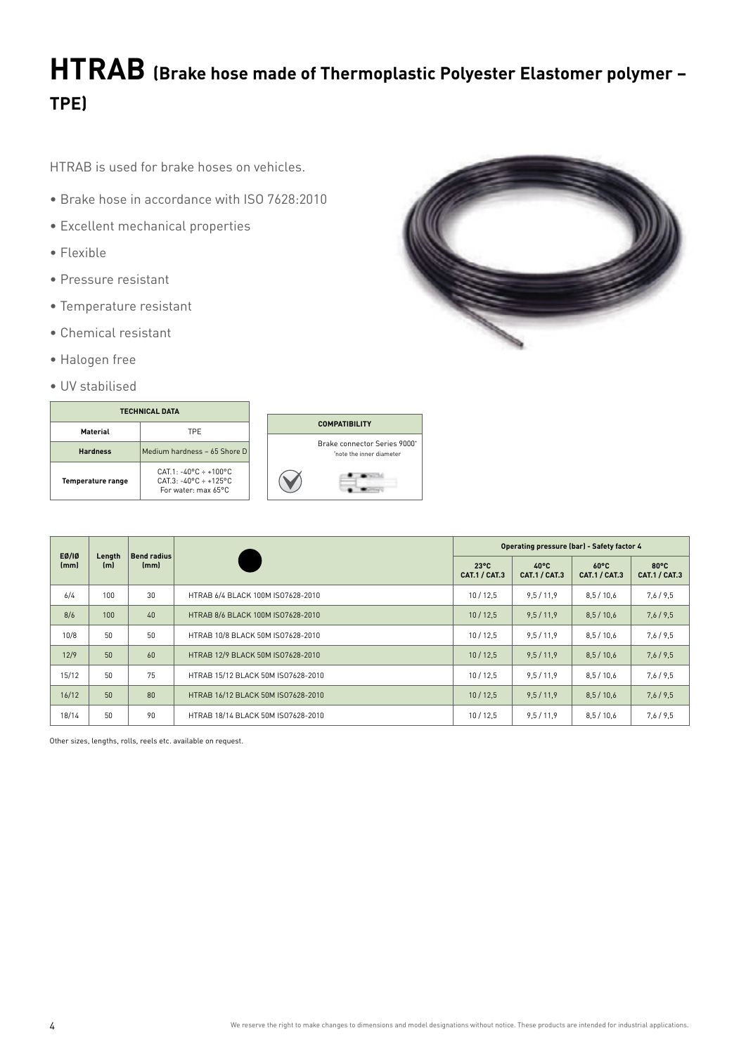# HTRAB (Brake hose made of Thermoplastic Polyester Elastomer polymer – TPE)

HTRAB is used for brake hoses on vehicles.

- Brake hose in accordance with ISO 7628:2010
- Excellent mechanical properties
- Flexible
- Pressure resistant
- Temperature resistant
- Chemical resistant
- Halogen free
- UV stabilised

| TECHNICAL DATA | |
|---|---|
| Material | TPE |
| Hardness | Medium hardness – 65 Shore D |
| Temperature range | CAT.1: -40°C ÷ +100°C<br>CAT.3: -40°C ÷ +125°C<br>For water: max 65°C |

| COMPATIBILITY |
|---|
| Brake connector Series 9000*<br>*note the inner diameter |

| EØ/IØ (mm) | Length (m) | Bend radius (mm) | | Operating pressure (bar) - Safety factor 4 | | | |
|---|---|---|---|---|---|---|---|
| | | | | 23°C CAT.1 / CAT.3 | 40°C CAT.1 / CAT.3 | 60°C CAT.1 / CAT.3 | 80°C CAT.1 / CAT.3 |
| 6/4 | 100 | 30 | HTRAB 6/4 BLACK 100M ISO7628-2010 | 10 / 12,5 | 9,5 / 11,9 | 8,5 / 10,6 | 7,6 / 9,5 |
| 8/6 | 100 | 40 | HTRAB 8/6 BLACK 100M ISO7628-2010 | 10 / 12,5 | 9,5 / 11,9 | 8,5 / 10,6 | 7,6 / 9,5 |
| 10/8 | 50 | 50 | HTRAB 10/8 BLACK 50M ISO7628-2010 | 10 / 12,5 | 9,5 / 11,9 | 8,5 / 10,6 | 7,6 / 9,5 |
| 12/9 | 50 | 60 | HTRAB 12/9 BLACK 50M ISO7628-2010 | 10 / 12,5 | 9,5 / 11,9 | 8,5 / 10,6 | 7,6 / 9,5 |
| 15/12 | 50 | 75 | HTRAB 15/12 BLACK 50M ISO7628-2010 | 10 / 12,5 | 9,5 / 11,9 | 8,5 / 10,6 | 7,6 / 9,5 |
| 16/12 | 50 | 80 | HTRAB 16/12 BLACK 50M ISO7628-2010 | 10 / 12,5 | 9,5 / 11,9 | 8,5 / 10,6 | 7,6 / 9,5 |
| 18/14 | 50 | 90 | HTRAB 18/14 BLACK 50M ISO7628-2010 | 10 / 12,5 | 9,5 / 11,9 | 8,5 / 10,6 | 7,6 / 9,5 |

Other sizes, lengths, rolls, reels etc. available on request.

We reserve the right to make changes to dimensions and model designations without notice. These products are intended for industrial applications.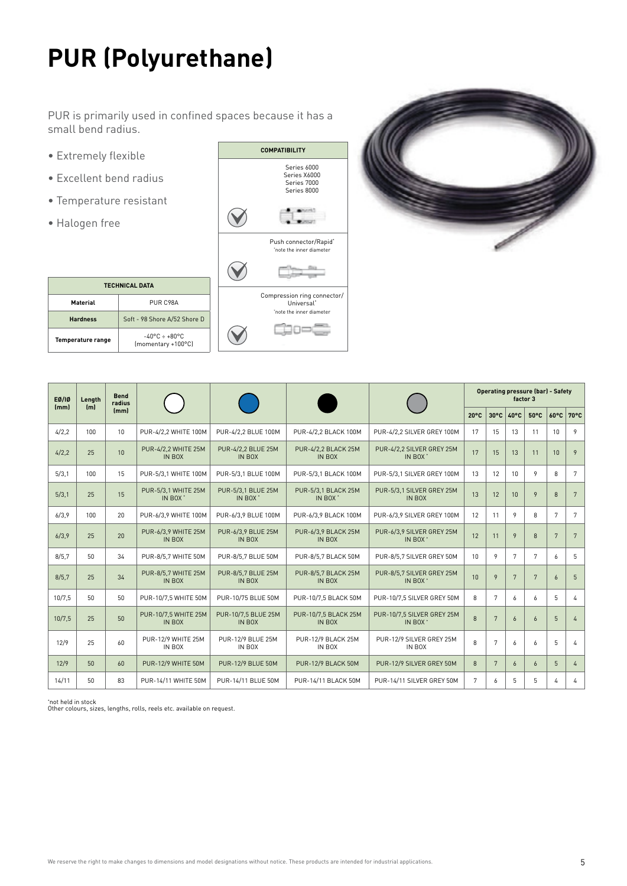# PUR (Polyurethane)

PUR is primarily used in confined spaces because it has a small bend radius.

- Extremely flexible
- Excellent bend radius
- Temperature resistant
- Halogen free

| TECHNICAL DATA | |
|---|---|
| Material | PUR C98A |
| Hardness | Soft - 98 Shore A/52 Shore D |
| Temperature range | -40°C ÷ +80°C (momentary +100°C) |

| COMPATIBILITY | |
|---|---|
| ✓ | Series 6000<br>Series X6000<br>Series 7000<br>Series 8000 |
| ✓ | Push connector/Rapid*<br>*note the inner diameter |
| ✓ | Compression ring connector/Universal*<br>*note the inner diameter |

| EØ/IØ (mm) | Length (m) | Bend radius (mm) | White | Blue | Black | Silver grey | Operating pressure (bar) - Safety factor 3 | | | | | |
|---|---|---|---|---|---|---|---|---|---|---|---|---|
| | | | | | | | 20°C | 30°C | 40°C | 50°C | 60°C | 70°C |
| 4/2,2 | 100 | 10 | PUR-4/2,2 WHITE 100M | PUR-4/2,2 BLUE 100M | PUR-4/2,2 BLACK 100M | PUR-4/2,2 SILVER GREY 100M | 17 | 15 | 13 | 11 | 10 | 9 |
| 4/2,2 | 25 | 10 | PUR-4/2,2 WHITE 25M IN BOX | PUR-4/2,2 BLUE 25M IN BOX | PUR-4/2,2 BLACK 25M IN BOX | PUR-4/2,2 SILVER GREY 25M IN BOX* | 17 | 15 | 13 | 11 | 10 | 9 |
| 5/3,1 | 100 | 15 | PUR-5/3,1 WHITE 100M | PUR-5/3,1 BLUE 100M | PUR-5/3,1 BLACK 100M | PUR-5/3,1 SILVER GREY 100M | 13 | 12 | 10 | 9 | 8 | 7 |
| 5/3,1 | 25 | 15 | PUR-5/3,1 WHITE 25M IN BOX* | PUR-5/3,1 BLUE 25M IN BOX* | PUR-5/3,1 BLACK 25M IN BOX* | PUR-5/3,1 SILVER GREY 25M IN BOX | 13 | 12 | 10 | 9 | 8 | 7 |
| 6/3,9 | 100 | 20 | PUR-6/3,9 WHITE 100M | PUR-6/3,9 BLUE 100M | PUR-6/3,9 BLACK 100M | PUR-6/3,9 SILVER GREY 100M | 12 | 11 | 9 | 8 | 7 | 7 |
| 6/3,9 | 25 | 20 | PUR-6/3,9 WHITE 25M IN BOX | PUR-6/3,9 BLUE 25M IN BOX | PUR-6/3,9 BLACK 25M IN BOX | PUR-6/3,9 SILVER GREY 25M IN BOX* | 12 | 11 | 9 | 8 | 7 | 7 |
| 8/5,7 | 50 | 34 | PUR-8/5,7 WHITE 50M | PUR-8/5,7 BLUE 50M | PUR-8/5,7 BLACK 50M | PUR-8/5,7 SILVER GREY 50M | 10 | 9 | 7 | 7 | 6 | 5 |
| 8/5,7 | 25 | 34 | PUR-8/5,7 WHITE 25M IN BOX | PUR-8/5,7 BLUE 25M IN BOX | PUR-8/5,7 BLACK 25M IN BOX | PUR-8/5,7 SILVER GREY 25M IN BOX* | 10 | 9 | 7 | 7 | 6 | 5 |
| 10/7,5 | 50 | 50 | PUR-10/7,5 WHITE 50M | PUR-10/75 BLUE 50M | PUR-10/7,5 BLACK 50M | PUR-10/7,5 SILVER GREY 50M | 8 | 7 | 6 | 6 | 5 | 4 |
| 10/7,5 | 25 | 50 | PUR-10/7,5 WHITE 25M IN BOX | PUR-10/7,5 BLUE 25M IN BOX | PUR-10/7,5 BLACK 25M IN BOX | PUR-10/7,5 SILVER GREY 25M IN BOX* | 8 | 7 | 6 | 6 | 5 | 4 |
| 12/9 | 25 | 60 | PUR-12/9 WHITE 25M IN BOX | PUR-12/9 BLUE 25M IN BOX | PUR-12/9 BLACK 25M IN BOX | PUR-12/9 SILVER GREY 25M IN BOX | 8 | 7 | 6 | 6 | 5 | 4 |
| 12/9 | 50 | 60 | PUR-12/9 WHITE 50M | PUR-12/9 BLUE 50M | PUR-12/9 BLACK 50M | PUR-12/9 SILVER GREY 50M | 8 | 7 | 6 | 6 | 5 | 4 |
| 14/11 | 50 | 83 | PUR-14/11 WHITE 50M | PUR-14/11 BLUE 50M | PUR-14/11 BLACK 50M | PUR-14/11 SILVER GREY 50M | 7 | 6 | 5 | 5 | 4 | 4 |

*not held in stock
Other colours, sizes, lengths, rolls, reels etc. available on request.

We reserve the right to make changes to dimensions and model designations without notice. These products are intended for industrial applications.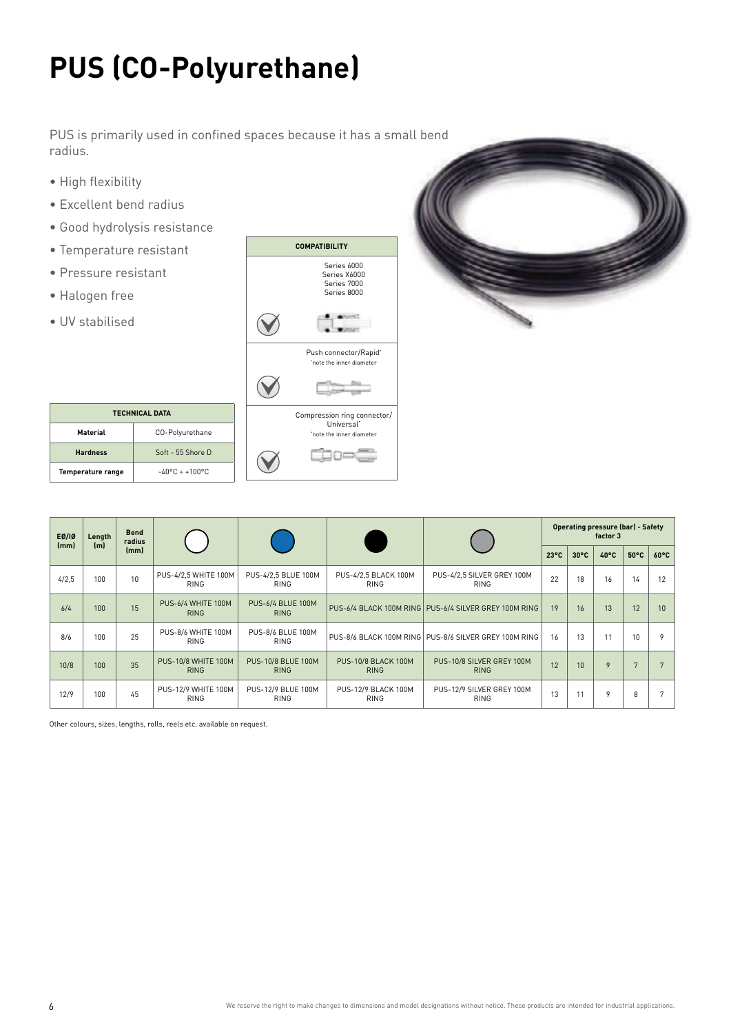# PUS (CO-Polyurethane)

PUS is primarily used in confined spaces because it has a small bend radius.

- High flexibility
- Excellent bend radius
- Good hydrolysis resistance
- Temperature resistant
- Pressure resistant
- Halogen free
- UV stabilised

| TECHNICAL DATA | |
|---|---|
| Material | CO-Polyurethane |
| Hardness | Soft - 55 Shore D |
| Temperature range | -40°C ÷ +100°C |

| COMPATIBILITY | |
|---|---|
| ✓ | Series 6000<br>Series X6000<br>Series 7000<br>Series 8000 |
| ✓ | Push connector/Rapid*<br>*note the inner diameter |
| ✓ | Compression ring connector/ Universal*<br>*note the inner diameter |

| EØ/IØ (mm) | Length (m) | Bend radius (mm) | White | Blue | Black | Silver grey | Operating pressure (bar) - Safety factor 3 | | | | |
|---|---|---|---|---|---|---|---|---|---|---|---|
| | | | | | | | 23°C | 30°C | 40°C | 50°C | 60°C |
| 4/2,5 | 100 | 10 | PUS-4/2,5 WHITE 100M RING | PUS-4/2,5 BLUE 100M RING | PUS-4/2,5 BLACK 100M RING | PUS-4/2,5 SILVER GREY 100M RING | 22 | 18 | 16 | 14 | 12 |
| 6/4 | 100 | 15 | PUS-6/4 WHITE 100M RING | PUS-6/4 BLUE 100M RING | PUS-6/4 BLACK 100M RING | PUS-6/4 SILVER GREY 100M RING | 19 | 16 | 13 | 12 | 10 |
| 8/6 | 100 | 25 | PUS-8/6 WHITE 100M RING | PUS-8/6 BLUE 100M RING | PUS-8/6 BLACK 100M RING | PUS-8/6 SILVER GREY 100M RING | 16 | 13 | 11 | 10 | 9 |
| 10/8 | 100 | 35 | PUS-10/8 WHITE 100M RING | PUS-10/8 BLUE 100M RING | PUS-10/8 BLACK 100M RING | PUS-10/8 SILVER GREY 100M RING | 12 | 10 | 9 | 7 | 7 |
| 12/9 | 100 | 45 | PUS-12/9 WHITE 100M RING | PUS-12/9 BLUE 100M RING | PUS-12/9 BLACK 100M RING | PUS-12/9 SILVER GREY 100M RING | 13 | 11 | 9 | 8 | 7 |

Other colours, sizes, lengths, rolls, reels etc. available on request.

We reserve the right to make changes to dimensions and model designations without notice. These products are intended for industrial applications.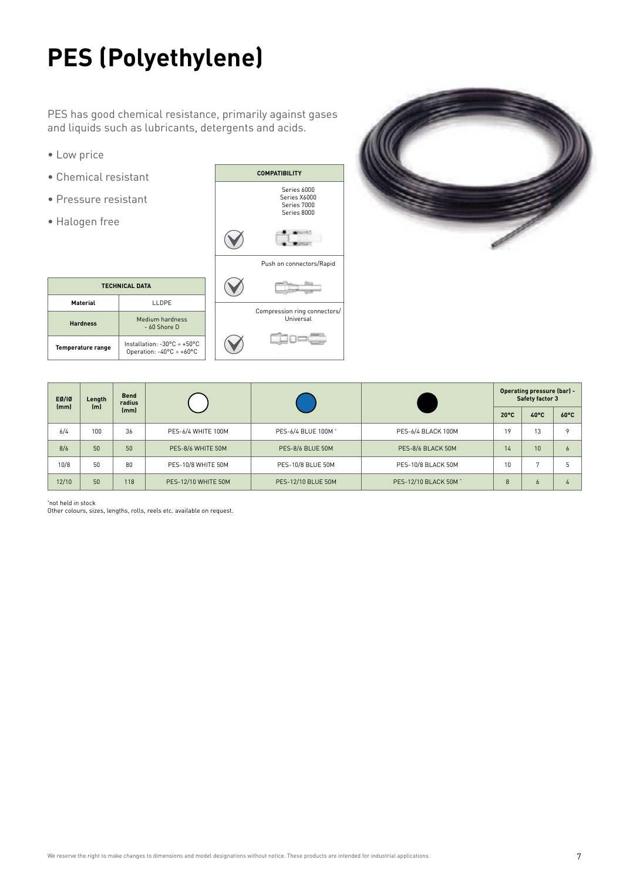# PES (Polyethylene)

PES has good chemical resistance, primarily against gases and liquids such as lubricants, detergents and acids.

- Low price
- Chemical resistant
- Pressure resistant
- Halogen free

| COMPATIBILITY |
|---|
| Series 6000<br>Series X6000<br>Series 7000<br>Series 8000 |
| Push on connectors/Rapid |
| Compression ring connectors/ Universal |

| TECHNICAL DATA | |
|---|---|
| Material | LLDPE |
| Hardness | Medium hardness - 60 Shore D |
| Temperature range | Installation: -30°C ÷ +50°C<br>Operation: -40°C ÷ +60°C |

| EØ/IØ (mm) | Length (m) | Bend radius (mm) | White | Blue | Black | Operating pressure (bar) - Safety factor 3 | | |
|---|---|---|---|---|---|---|---|---|
| | | | | | | 20°C | 40°C | 60°C |
| 6/4 | 100 | 36 | PES-6/4 WHITE 100M | PES-6/4 BLUE 100M * | PES-6/4 BLACK 100M | 19 | 13 | 9 |
| 8/6 | 50 | 50 | PES-8/6 WHITE 50M | PES-8/6 BLUE 50M | PES-8/6 BLACK 50M | 14 | 10 | 6 |
| 10/8 | 50 | 80 | PES-10/8 WHITE 50M | PES-10/8 BLUE 50M | PES-10/8 BLACK 50M | 10 | 7 | 5 |
| 12/10 | 50 | 118 | PES-12/10 WHITE 50M | PES-12/10 BLUE 50M | PES-12/10 BLACK 50M * | 8 | 6 | 4 |

*not held in stock
Other colours, sizes, lengths, rolls, reels etc. available on request.

We reserve the right to make changes to dimensions and model designations without notice. These products are intended for industrial applications.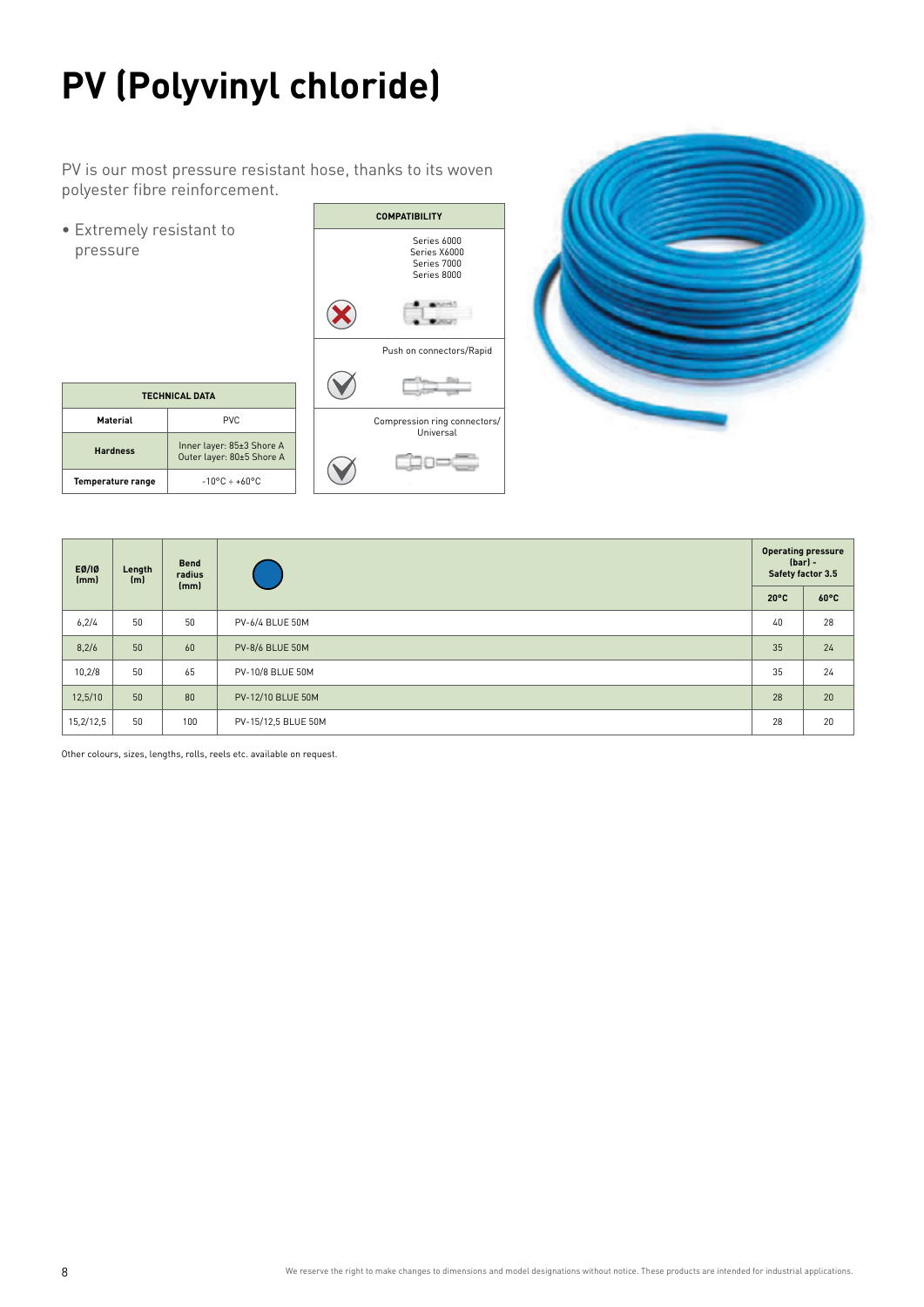# PV (Polyvinyl chloride)

PV is our most pressure resistant hose, thanks to its woven polyester fibre reinforcement.

- Extremely resistant to pressure

| TECHNICAL DATA | |
|---|---|
| **Material** | PVC |
| **Hardness** | Inner layer: 85±3 Shore A<br>Outer layer: 80±5 Shore A |
| **Temperature range** | -10°C ÷ +60°C |

| COMPATIBILITY | |
|---|---|
| ✗ | Series 6000<br>Series X6000<br>Series 7000<br>Series 8000 |
| ✓ | Push on connectors/Rapid |
| ✓ | Compression ring connectors/ Universal |

| EØ/IØ (mm) | Length (m) | Bend radius (mm) | | Operating pressure (bar) - Safety factor 3.5 | |
|---|---|---|---|---|---|
| | | | | 20°C | 60°C |
| 6,2/4 | 50 | 50 | PV-6/4 BLUE 50M | 40 | 28 |
| 8,2/6 | 50 | 60 | PV-8/6 BLUE 50M | 35 | 24 |
| 10,2/8 | 50 | 65 | PV-10/8 BLUE 50M | 35 | 24 |
| 12,5/10 | 50 | 80 | PV-12/10 BLUE 50M | 28 | 20 |
| 15,2/12,5 | 50 | 100 | PV-15/12,5 BLUE 50M | 28 | 20 |

Other colours, sizes, lengths, rolls, reels etc. available on request.

We reserve the right to make changes to dimensions and model designations without notice. These products are intended for industrial applications.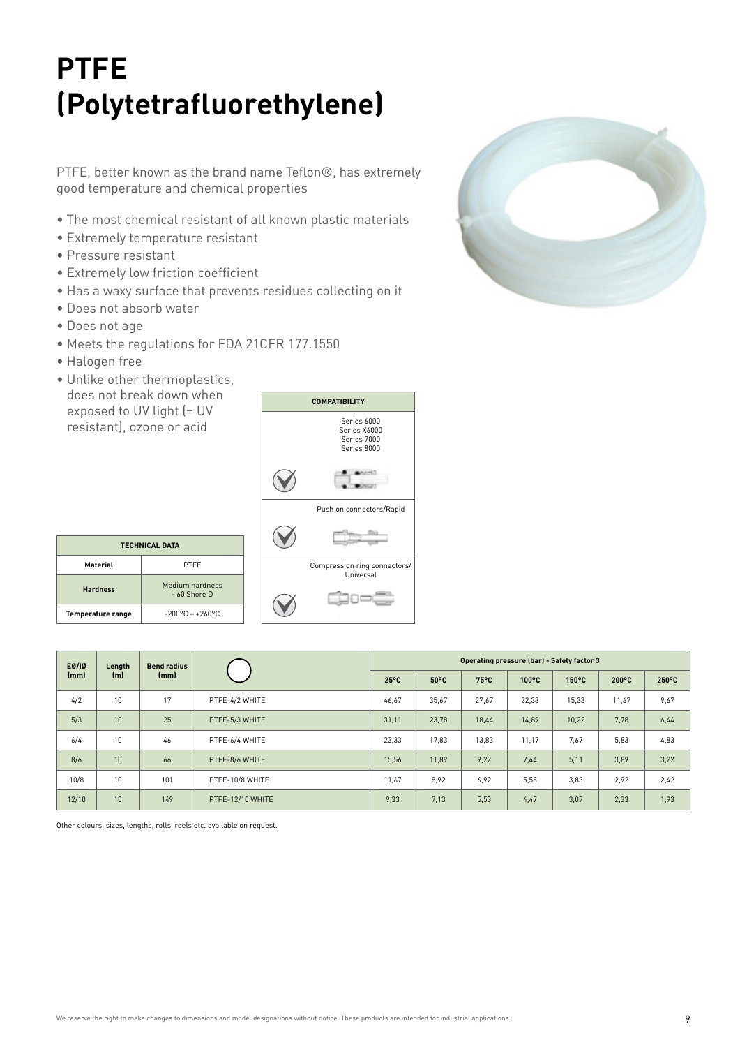# PTFE (Polytetrafluorethylene)

PTFE, better known as the brand name Teflon®, has extremely good temperature and chemical properties

- The most chemical resistant of all known plastic materials
- Extremely temperature resistant
- Pressure resistant
- Extremely low friction coefficient
- Has a waxy surface that prevents residues collecting on it
- Does not absorb water
- Does not age
- Meets the regulations for FDA 21CFR 177.1550
- Halogen free
- Unlike other thermoplastics, does not break down when exposed to UV light (= UV resistant), ozone or acid

| COMPATIBILITY | |
|---|---|
| ✓ | Series 6000<br>Series X6000<br>Series 7000<br>Series 8000 |
| ✓ | Push on connectors/Rapid |
| ✓ | Compression ring connectors/ Universal |

| TECHNICAL DATA | |
|---|---|
| Material | PTFE |
| Hardness | Medium hardness - 60 Shore D |
| Temperature range | -200°C ÷ +260°C |

| EØ/IØ (mm) | Length (m) | Bend radius (mm) | | Operating pressure (bar) - Safety factor 3 | | | | | | |
|---|---|---|---|---|---|---|---|---|---|---|
| | | | | 25°C | 50°C | 75°C | 100°C | 150°C | 200°C | 250°C |
| 4/2 | 10 | 17 | PTFE-4/2 WHITE | 46,67 | 35,67 | 27,67 | 22,33 | 15,33 | 11,67 | 9,67 |
| 5/3 | 10 | 25 | PTFE-5/3 WHITE | 31,11 | 23,78 | 18,44 | 14,89 | 10,22 | 7,78 | 6,44 |
| 6/4 | 10 | 46 | PTFE-6/4 WHITE | 23,33 | 17,83 | 13,83 | 11,17 | 7,67 | 5,83 | 4,83 |
| 8/6 | 10 | 66 | PTFE-8/6 WHITE | 15,56 | 11,89 | 9,22 | 7,44 | 5,11 | 3,89 | 3,22 |
| 10/8 | 10 | 101 | PTFE-10/8 WHITE | 11,67 | 8,92 | 6,92 | 5,58 | 3,83 | 2,92 | 2,42 |
| 12/10 | 10 | 149 | PTFE-12/10 WHITE | 9,33 | 7,13 | 5,53 | 4,47 | 3,07 | 2,33 | 1,93 |

Other colours, sizes, lengths, rolls, reels etc. available on request.

We reserve the right to make changes to dimensions and model designations without notice. These products are intended for industrial applications.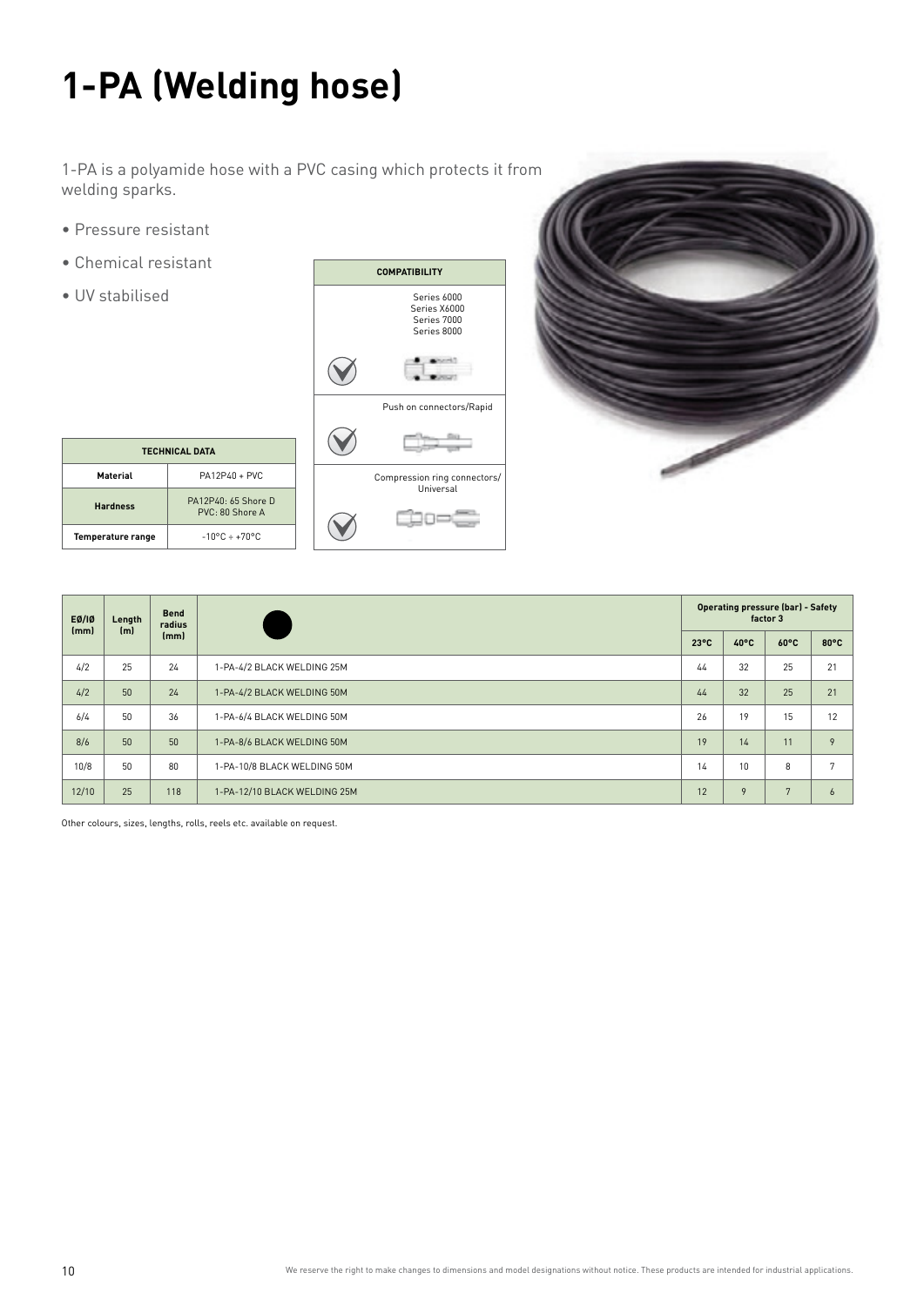# 1-PA (Welding hose)

1-PA is a polyamide hose with a PVC casing which protects it from welding sparks.

- Pressure resistant
- Chemical resistant
- UV stabilised

| TECHNICAL DATA | |
|---|---|
| **Material** | PA12P40 + PVC |
| **Hardness** | PA12P40: 65 Shore D<br>PVC: 80 Shore A |
| **Temperature range** | -10°C ÷ +70°C |

| COMPATIBILITY |
|---|
| Series 6000<br>Series X6000<br>Series 7000<br>Series 8000 |
| Push on connectors/Rapid |
| Compression ring connectors/<br>Universal |

| EØ/IØ (mm) | Length (m) | Bend radius (mm) | | Operating pressure (bar) - Safety factor 3 | | | |
|---|---|---|---|---|---|---|---|
| | | | | 23°C | 40°C | 60°C | 80°C |
| 4/2 | 25 | 24 | 1-PA-4/2 BLACK WELDING 25M | 44 | 32 | 25 | 21 |
| 4/2 | 50 | 24 | 1-PA-4/2 BLACK WELDING 50M | 44 | 32 | 25 | 21 |
| 6/4 | 50 | 36 | 1-PA-6/4 BLACK WELDING 50M | 26 | 19 | 15 | 12 |
| 8/6 | 50 | 50 | 1-PA-8/6 BLACK WELDING 50M | 19 | 14 | 11 | 9 |
| 10/8 | 50 | 80 | 1-PA-10/8 BLACK WELDING 50M | 14 | 10 | 8 | 7 |
| 12/10 | 25 | 118 | 1-PA-12/10 BLACK WELDING 25M | 12 | 9 | 7 | 6 |

Other colours, sizes, lengths, rolls, reels etc. available on request.

We reserve the right to make changes to dimensions and model designations without notice. These products are intended for industrial applications.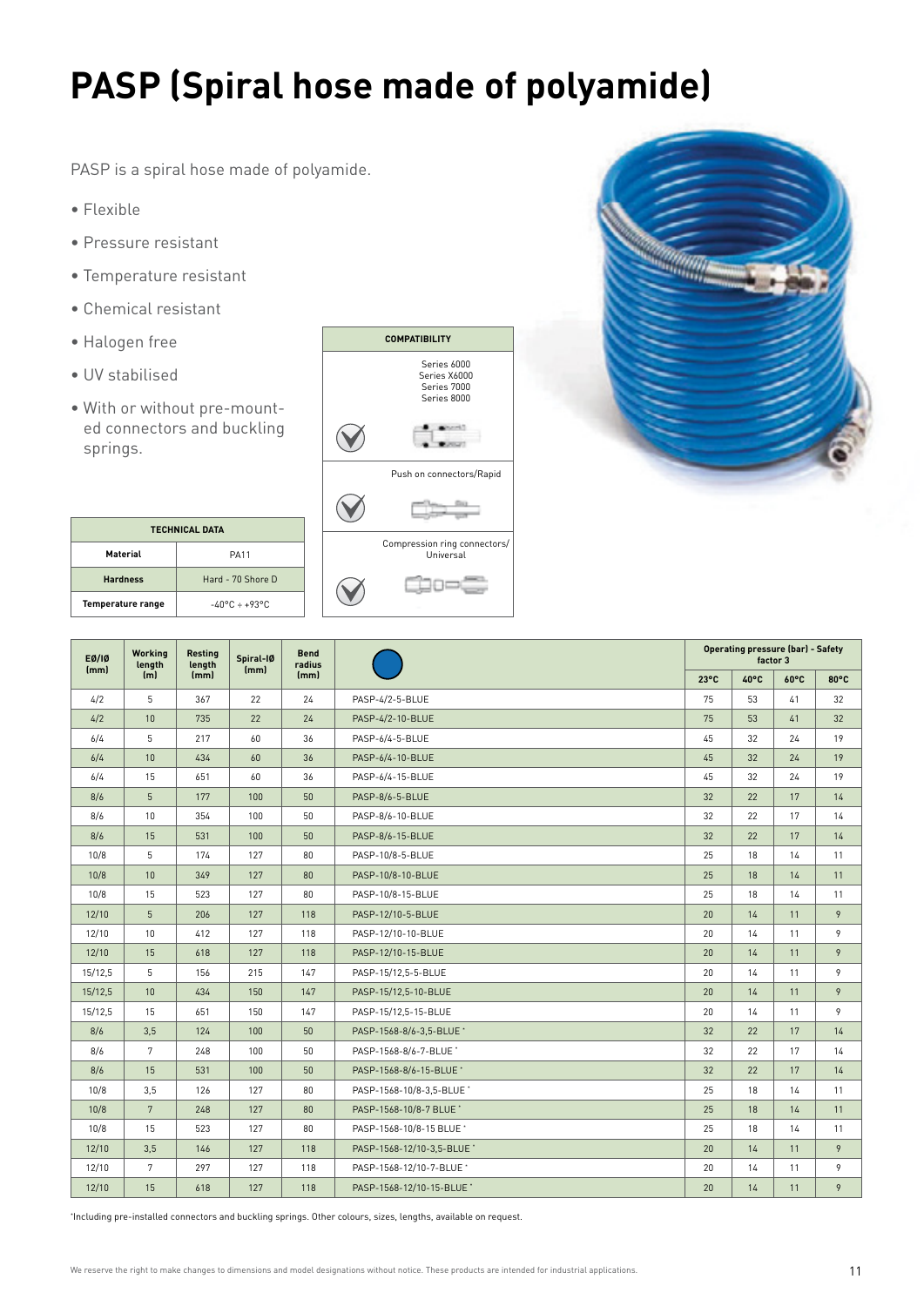# PASP (Spiral hose made of polyamide)

PASP is a spiral hose made of polyamide.

- Flexible
- Pressure resistant
- Temperature resistant
- Chemical resistant
- Halogen free
- UV stabilised
- With or without pre-mounted connectors and buckling springs.

| TECHNICAL DATA | |
|---|---|
| Material | PA11 |
| Hardness | Hard - 70 Shore D |
| Temperature range | -40°C ÷ +93°C |

| COMPATIBILITY | |
|---|---|
| ✓ | Series 6000<br>Series X6000<br>Series 7000<br>Series 8000 |
| ✓ | Push on connectors/Rapid |
| ✓ | Compression ring connectors/ Universal |

| EØ/IØ (mm) | Working length (m) | Resting length (mm) | Spiral-IØ (mm) | Bend radius (mm) | | Operating pressure (bar) - Safety factor 3 | | | |
|---|---|---|---|---|---|---|---|---|---|
| | | | | | | 23°C | 40°C | 60°C | 80°C |
| 4/2 | 5 | 367 | 22 | 24 | PASP-4/2-5-BLUE | 75 | 53 | 41 | 32 |
| 4/2 | 10 | 735 | 22 | 24 | PASP-4/2-10-BLUE | 75 | 53 | 41 | 32 |
| 6/4 | 5 | 217 | 60 | 36 | PASP-6/4-5-BLUE | 45 | 32 | 24 | 19 |
| 6/4 | 10 | 434 | 60 | 36 | PASP-6/4-10-BLUE | 45 | 32 | 24 | 19 |
| 6/4 | 15 | 651 | 60 | 36 | PASP-6/4-15-BLUE | 45 | 32 | 24 | 19 |
| 8/6 | 5 | 177 | 100 | 50 | PASP-8/6-5-BLUE | 32 | 22 | 17 | 14 |
| 8/6 | 10 | 354 | 100 | 50 | PASP-8/6-10-BLUE | 32 | 22 | 17 | 14 |
| 8/6 | 15 | 531 | 100 | 50 | PASP-8/6-15-BLUE | 32 | 22 | 17 | 14 |
| 10/8 | 5 | 174 | 127 | 80 | PASP-10/8-5-BLUE | 25 | 18 | 14 | 11 |
| 10/8 | 10 | 349 | 127 | 80 | PASP-10/8-10-BLUE | 25 | 18 | 14 | 11 |
| 10/8 | 15 | 523 | 127 | 80 | PASP-10/8-15-BLUE | 25 | 18 | 14 | 11 |
| 12/10 | 5 | 206 | 127 | 118 | PASP-12/10-5-BLUE | 20 | 14 | 11 | 9 |
| 12/10 | 10 | 412 | 127 | 118 | PASP-12/10-10-BLUE | 20 | 14 | 11 | 9 |
| 12/10 | 15 | 618 | 127 | 118 | PASP-12/10-15-BLUE | 20 | 14 | 11 | 9 |
| 15/12,5 | 5 | 156 | 215 | 147 | PASP-15/12,5-5-BLUE | 20 | 14 | 11 | 9 |
| 15/12,5 | 10 | 434 | 150 | 147 | PASP-15/12,5-10-BLUE | 20 | 14 | 11 | 9 |
| 15/12,5 | 15 | 651 | 150 | 147 | PASP-15/12,5-15-BLUE | 20 | 14 | 11 | 9 |
| 8/6 | 3,5 | 124 | 100 | 50 | PASP-1568-8/6-3,5-BLUE * | 32 | 22 | 17 | 14 |
| 8/6 | 7 | 248 | 100 | 50 | PASP-1568-8/6-7-BLUE * | 32 | 22 | 17 | 14 |
| 8/6 | 15 | 531 | 100 | 50 | PASP-1568-8/6-15-BLUE * | 32 | 22 | 17 | 14 |
| 10/8 | 3,5 | 126 | 127 | 80 | PASP-1568-10/8-3,5-BLUE * | 25 | 18 | 14 | 11 |
| 10/8 | 7 | 248 | 127 | 80 | PASP-1568-10/8-7 BLUE * | 25 | 18 | 14 | 11 |
| 10/8 | 15 | 523 | 127 | 80 | PASP-1568-10/8-15 BLUE * | 25 | 18 | 14 | 11 |
| 12/10 | 3,5 | 146 | 127 | 118 | PASP-1568-12/10-3,5-BLUE * | 20 | 14 | 11 | 9 |
| 12/10 | 7 | 297 | 127 | 118 | PASP-1568-12/10-7-BLUE * | 20 | 14 | 11 | 9 |
| 12/10 | 15 | 618 | 127 | 118 | PASP-1568-12/10-15-BLUE * | 20 | 14 | 11 | 9 |

*Including pre-installed connectors and buckling springs. Other colours, sizes, lengths, available on request.

We reserve the right to make changes to dimensions and model designations without notice. These products are intended for industrial applications.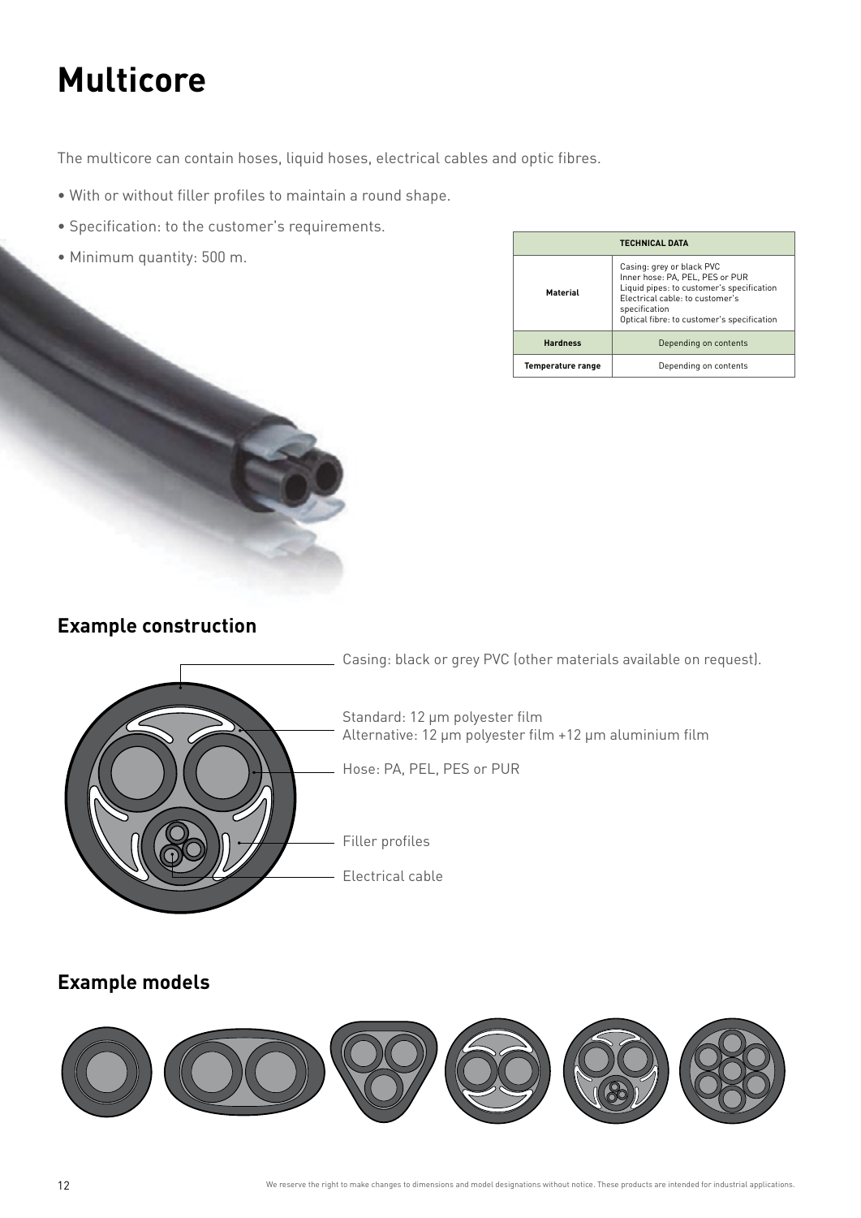# Multicore

The multicore can contain hoses, liquid hoses, electrical cables and optic fibres.

- With or without filler profiles to maintain a round shape.
- Specification: to the customer's requirements.
- Minimum quantity: 500 m.

| TECHNICAL DATA | |
|---|---|
| **Material** | Casing: grey or black PVC<br>Inner hose: PA, PEL, PES or PUR<br>Liquid pipes: to customer's specification<br>Electrical cable: to customer's specification<br>Optical fibre: to customer's specification |
| **Hardness** | Depending on contents |
| **Temperature range** | Depending on contents |

## Example construction

Casing: black or grey PVC (other materials available on request).

Standard: 12 µm polyester film
Alternative: 12 µm polyester film +12 µm aluminium film

Hose: PA, PEL, PES or PUR

Filler profiles

Electrical cable

## Example models

We reserve the right to make changes to dimensions and model designations without notice. These products are intended for industrial applications.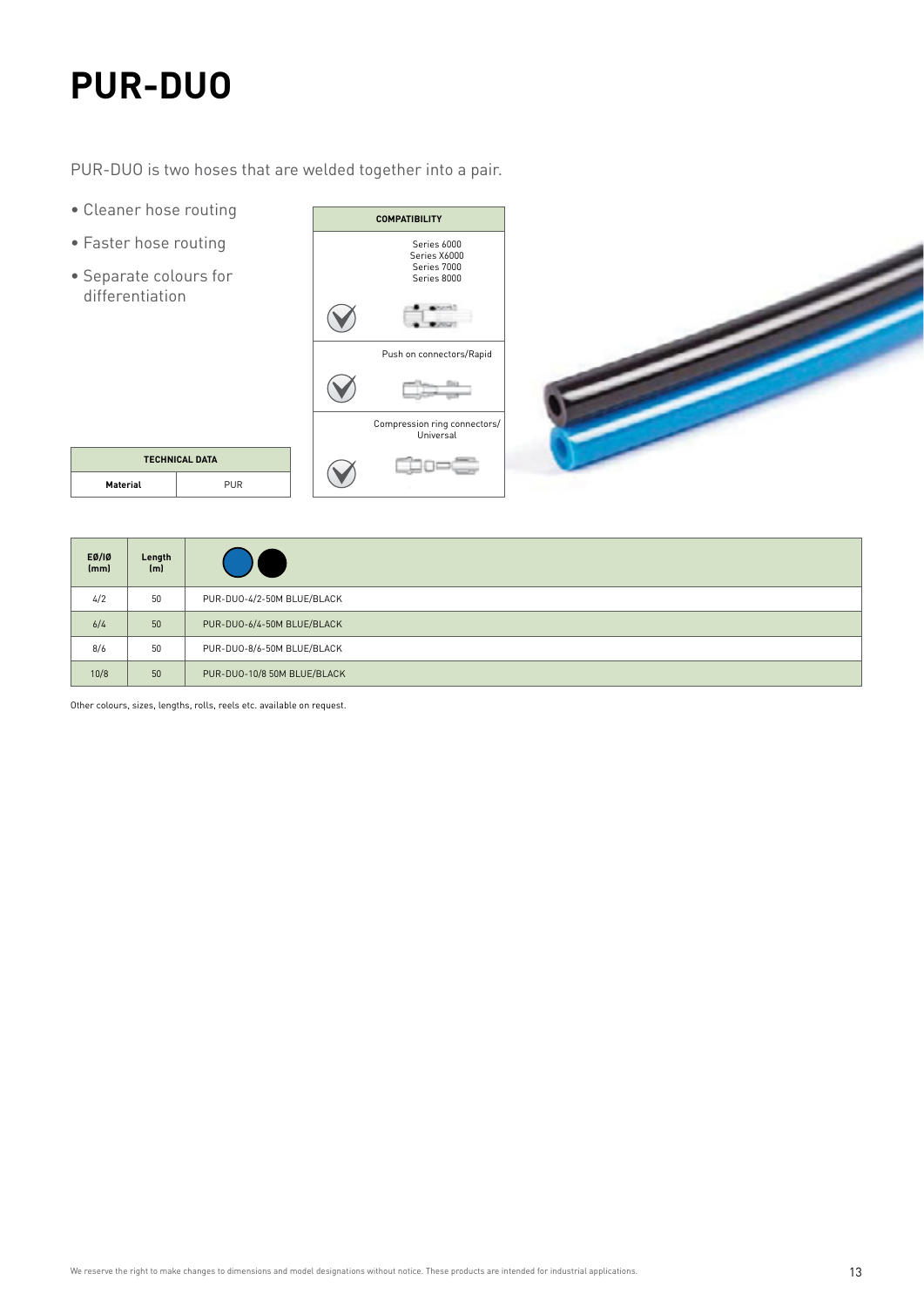# PUR-DUO

PUR-DUO is two hoses that are welded together into a pair.

- Cleaner hose routing
- Faster hose routing
- Separate colours for differentiation

| COMPATIBILITY | |
|---|---|
| ✓ | Series 6000<br>Series X6000<br>Series 7000<br>Series 8000 |
| ✓ | Push on connectors/Rapid |
| ✓ | Compression ring connectors/ Universal |

| TECHNICAL DATA | |
|---|---|
| **Material** | PUR |

| EØ/IØ (mm) | Length (m) | |
|---|---|---|
| 4/2 | 50 | PUR-DUO-4/2-50M BLUE/BLACK |
| 6/4 | 50 | PUR-DUO-6/4-50M BLUE/BLACK |
| 8/6 | 50 | PUR-DUO-8/6-50M BLUE/BLACK |
| 10/8 | 50 | PUR-DUO-10/8 50M BLUE/BLACK |

Other colours, sizes, lengths, rolls, reels etc. available on request.

We reserve the right to make changes to dimensions and model designations without notice. These products are intended for industrial applications.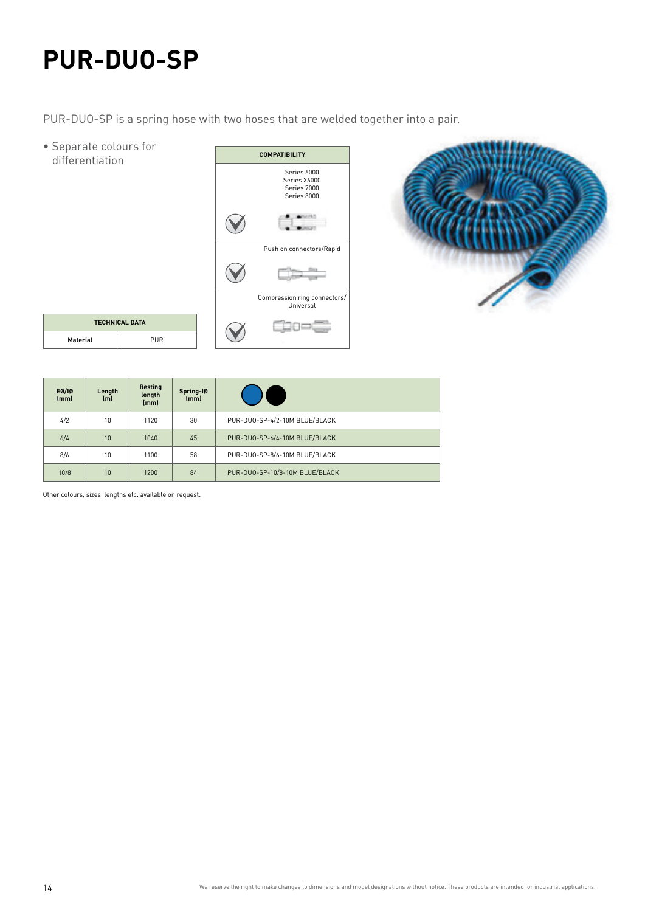# PUR-DUO-SP

PUR-DUO-SP is a spring hose with two hoses that are welded together into a pair.

- Separate colours for differentiation

| COMPATIBILITY |
|---|
| Series 6000<br>Series X6000<br>Series 7000<br>Series 8000 |
| Push on connectors/Rapid |
| Compression ring connectors/ Universal |

| TECHNICAL DATA | |
|---|---|
| **Material** | PUR |

| EØ/IØ (mm) | Length (m) | Resting length (mm) | Spring-IØ (mm) | |
|---|---|---|---|---|
| 4/2 | 10 | 1120 | 30 | PUR-DUO-SP-4/2-10M BLUE/BLACK |
| 6/4 | 10 | 1040 | 45 | PUR-DUO-SP-6/4-10M BLUE/BLACK |
| 8/6 | 10 | 1100 | 58 | PUR-DUO-SP-8/6-10M BLUE/BLACK |
| 10/8 | 10 | 1200 | 84 | PUR-DUO-SP-10/8-10M BLUE/BLACK |

Other colours, sizes, lengths etc. available on request.

We reserve the right to make changes to dimensions and model designations without notice. These products are intended for industrial applications.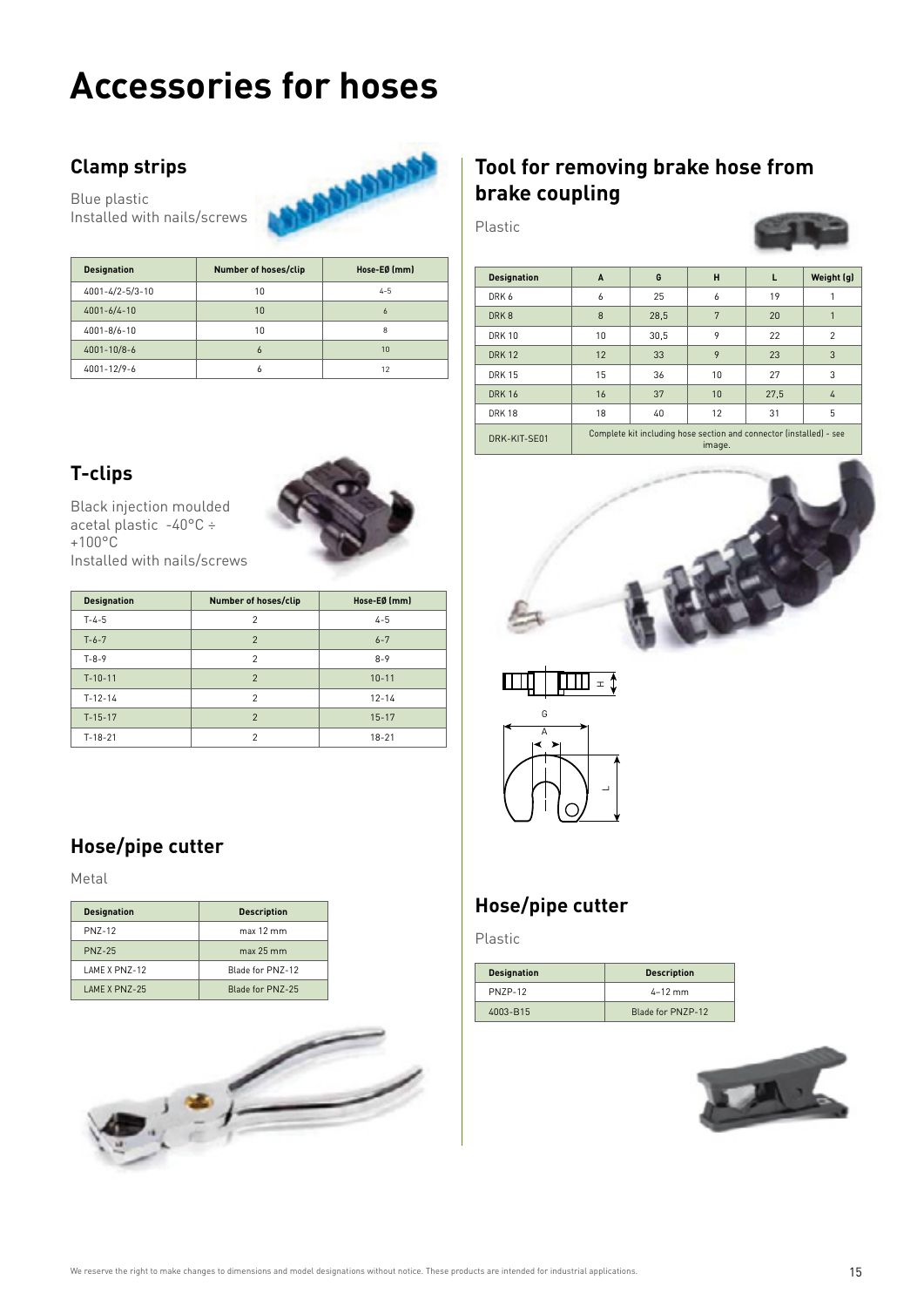# Accessories for hoses

## Clamp strips

Blue plastic
Installed with nails/screws

| Designation | Number of hoses/clip | Hose-EØ (mm) |
|---|---|---|
| 4001-4/2-5/3-10 | 10 | 4-5 |
| 4001-6/4-10 | 10 | 6 |
| 4001-8/6-10 | 10 | 8 |
| 4001-10/8-6 | 6 | 10 |
| 4001-12/9-6 | 6 | 12 |

## T-clips

Black injection moulded acetal plastic -40°C ÷ +100°C
Installed with nails/screws

| Designation | Number of hoses/clip | Hose-EØ (mm) |
|---|---|---|
| T-4-5 | 2 | 4-5 |
| T-6-7 | 2 | 6-7 |
| T-8-9 | 2 | 8-9 |
| T-10-11 | 2 | 10-11 |
| T-12-14 | 2 | 12-14 |
| T-15-17 | 2 | 15-17 |
| T-18-21 | 2 | 18-21 |

## Hose/pipe cutter

Metal

| Designation | Description |
|---|---|
| PNZ-12 | max 12 mm |
| PNZ-25 | max 25 mm |
| LAME X PNZ-12 | Blade for PNZ-12 |
| LAME X PNZ-25 | Blade for PNZ-25 |

## Tool for removing brake hose from brake coupling

Plastic

| Designation | A | G | H | L | Weight (g) |
|---|---|---|---|---|---|
| DRK 6 | 6 | 25 | 6 | 19 | 1 |
| DRK 8 | 8 | 28,5 | 7 | 20 | 1 |
| DRK 10 | 10 | 30,5 | 9 | 22 | 2 |
| DRK 12 | 12 | 33 | 9 | 23 | 3 |
| DRK 15 | 15 | 36 | 10 | 27 | 3 |
| DRK 16 | 16 | 37 | 10 | 27,5 | 4 |
| DRK 18 | 18 | 40 | 12 | 31 | 5 |
| DRK-KIT-SE01 | Complete kit including hose section and connector (installed) - see image. | | | | |

## Hose/pipe cutter

Plastic

| Designation | Description |
|---|---|
| PNZP-12 | 4–12 mm |
| 4003-B15 | Blade for PNZP-12 |

We reserve the right to make changes to dimensions and model designations without notice. These products are intended for industrial applications.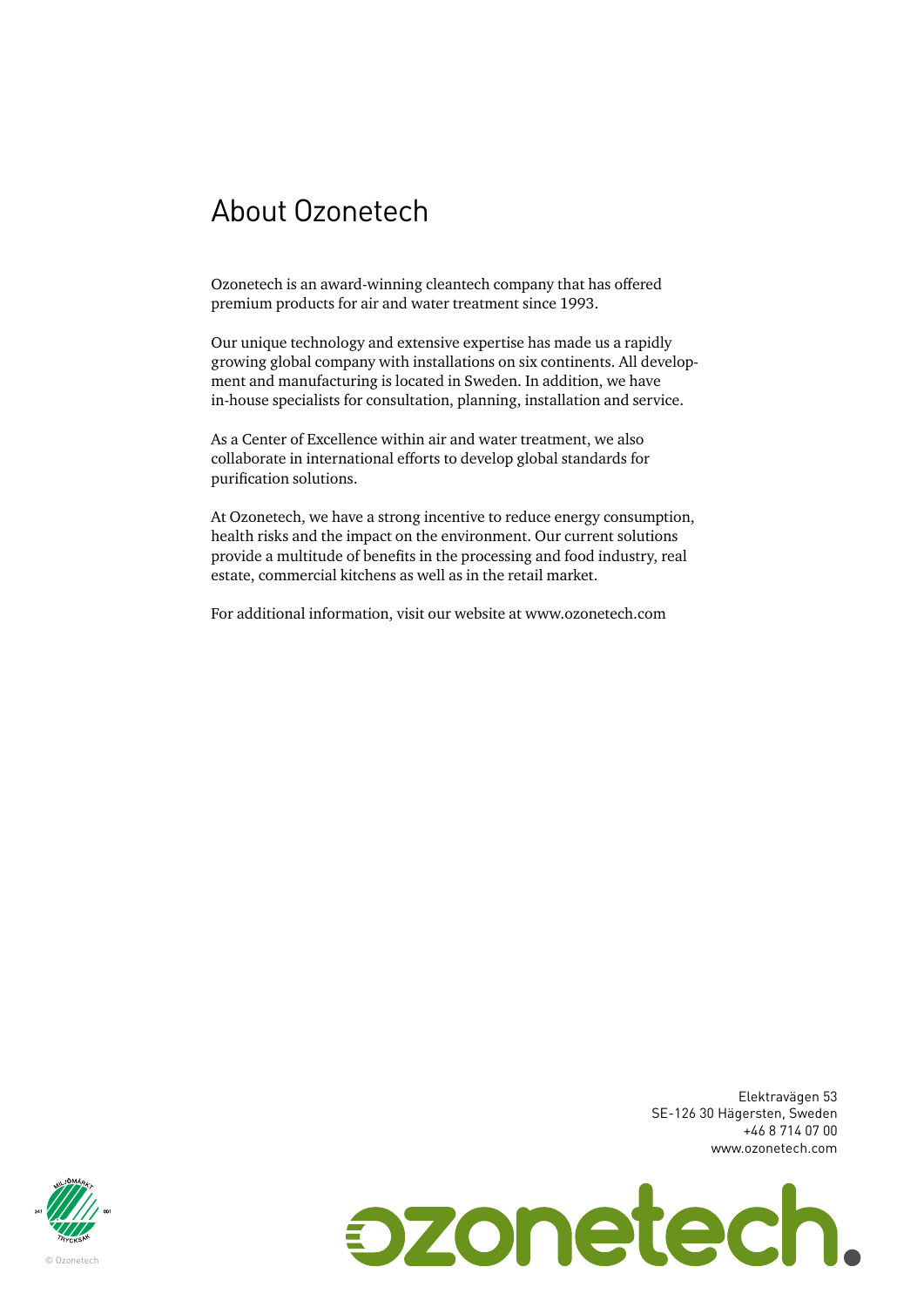# About Ozonetech

Ozonetech is an award-winning cleantech company that has offered premium products for air and water treatment since 1993.

Our unique technology and extensive expertise has made us a rapidly growing global company with installations on six continents. All development and manufacturing is located in Sweden. In addition, we have in-house specialists for consultation, planning, installation and service.

As a Center of Excellence within air and water treatment, we also collaborate in international efforts to develop global standards for purification solutions.

At Ozonetech, we have a strong incentive to reduce energy consumption, health risks and the impact on the environment. Our current solutions provide a multitude of benefits in the processing and food industry, real estate, commercial kitchens as well as in the retail market.

For additional information, visit our website at www.ozonetech.com

Elektravägen 53
SE-126 30 Hägersten, Sweden
+46 8 714 07 00
www.ozonetech.com

© Ozonetech